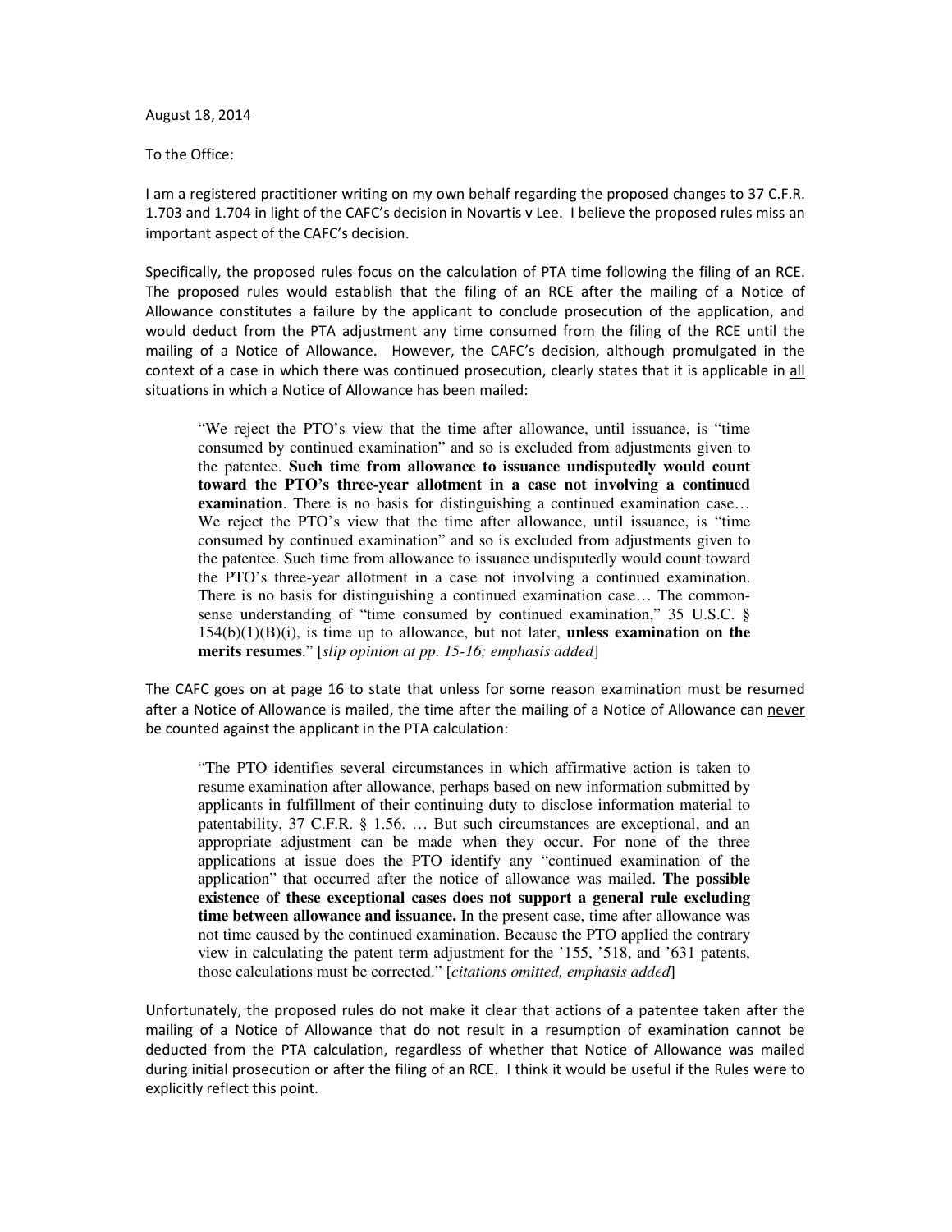August 18, 2014

To the Office:

I am a registered practitioner writing on my own behalf regarding the proposed changes to 37 C.F.R. 1.703 and 1.704 in light of the CAFC's decision in Novartis v Lee. I believe the proposed rules miss an important aspect of the CAFC's decision.

Specifically, the proposed rules focus on the calculation of PTA time following the filing of an RCE. The proposed rules would establish that the filing of an RCE after the mailing of a Notice of Allowance constitutes a failure by the applicant to conclude prosecution of the application, and would deduct from the PTA adjustment any time consumed from the filing of the RCE until the mailing of a Notice of Allowance. However, the CAFC's decision, although promulgated in the context of a case in which there was continued prosecution, clearly states that it is applicable in all situations in which a Notice of Allowance has been mailed:

> "We reject the PTO's view that the time after allowance, until issuance, is "time consumed by continued examination" and so is excluded from adjustments given to the patentee. **Such time from allowance to issuance undisputedly would count toward the PTO's three-year allotment in a case not involving a continued examination**. There is no basis for distinguishing a continued examination case… We reject the PTO's view that the time after allowance, until issuance, is "time consumed by continued examination" and so is excluded from adjustments given to the patentee. Such time from allowance to issuance undisputedly would count toward the PTO's three-year allotment in a case not involving a continued examination. There is no basis for distinguishing a continued examination case… The common-sense understanding of "time consumed by continued examination," 35 U.S.C. § 154(b)(1)(B)(i), is time up to allowance, but not later, **unless examination on the merits resumes**." [*slip opinion at pp. 15-16; emphasis added*]

The CAFC goes on at page 16 to state that unless for some reason examination must be resumed after a Notice of Allowance is mailed, the time after the mailing of a Notice of Allowance can never be counted against the applicant in the PTA calculation:

> "The PTO identifies several circumstances in which affirmative action is taken to resume examination after allowance, perhaps based on new information submitted by applicants in fulfillment of their continuing duty to disclose information material to patentability, 37 C.F.R. § 1.56. … But such circumstances are exceptional, and an appropriate adjustment can be made when they occur. For none of the three applications at issue does the PTO identify any "continued examination of the application" that occurred after the notice of allowance was mailed. **The possible existence of these exceptional cases does not support a general rule excluding time between allowance and issuance.** In the present case, time after allowance was not time caused by the continued examination. Because the PTO applied the contrary view in calculating the patent term adjustment for the '155, '518, and '631 patents, those calculations must be corrected." [*citations omitted, emphasis added*]

Unfortunately, the proposed rules do not make it clear that actions of a patentee taken after the mailing of a Notice of Allowance that do not result in a resumption of examination cannot be deducted from the PTA calculation, regardless of whether that Notice of Allowance was mailed during initial prosecution or after the filing of an RCE. I think it would be useful if the Rules were to explicitly reflect this point.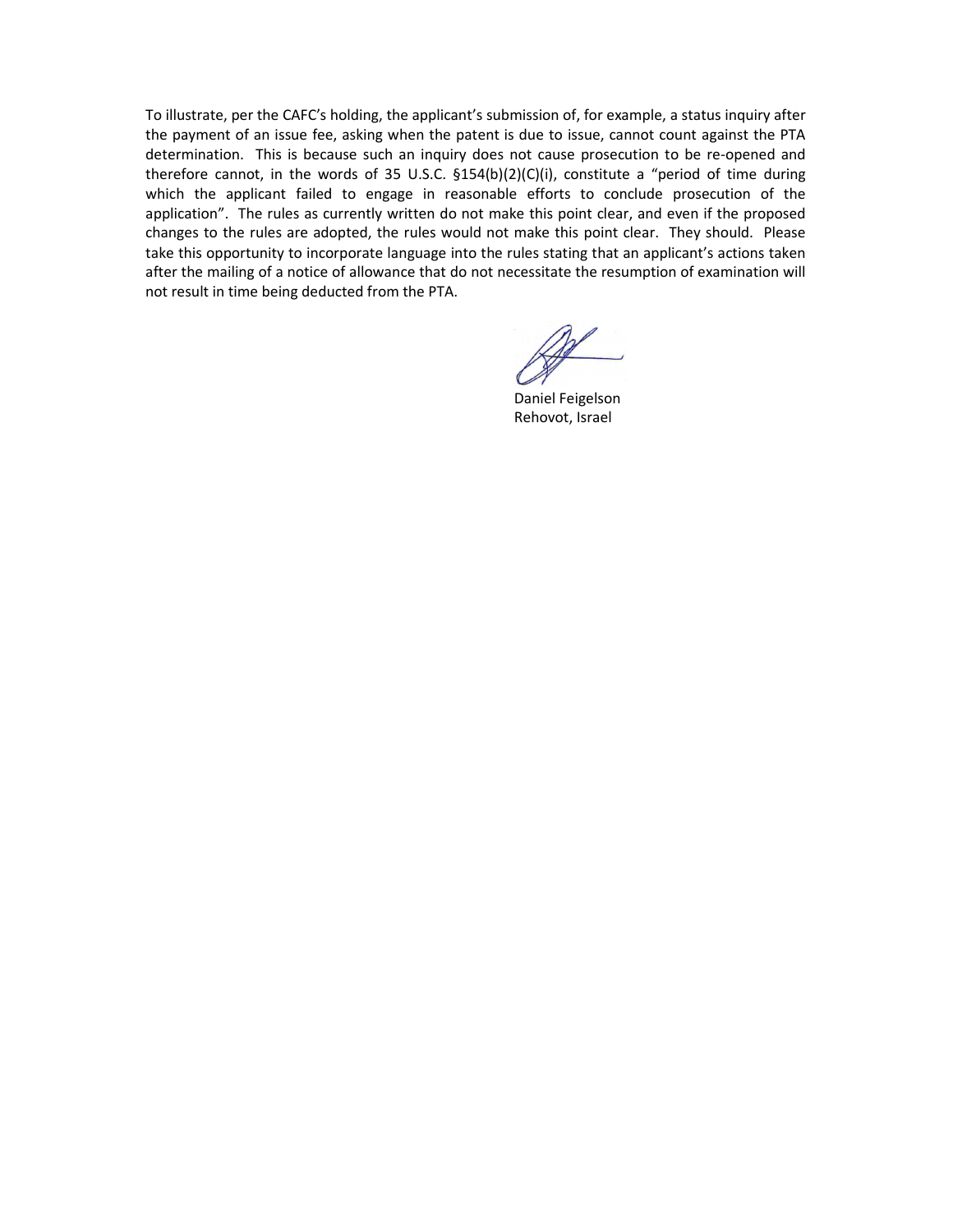To illustrate, per the CAFC's holding, the applicant's submission of, for example, a status inquiry after the payment of an issue fee, asking when the patent is due to issue, cannot count against the PTA determination. This is because such an inquiry does not cause prosecution to be re-opened and therefore cannot, in the words of 35 U.S.C. §154(b)(2)(C)(i), constitute a "period of time during which the applicant failed to engage in reasonable efforts to conclude prosecution of the application". The rules as currently written do not make this point clear, and even if the proposed changes to the rules are adopted, the rules would not make this point clear. They should. Please take this opportunity to incorporate language into the rules stating that an applicant's actions taken after the mailing of a notice of allowance that do not necessitate the resumption of examination will not result in time being deducted from the PTA.

Daniel Feigelson
Rehovot, Israel